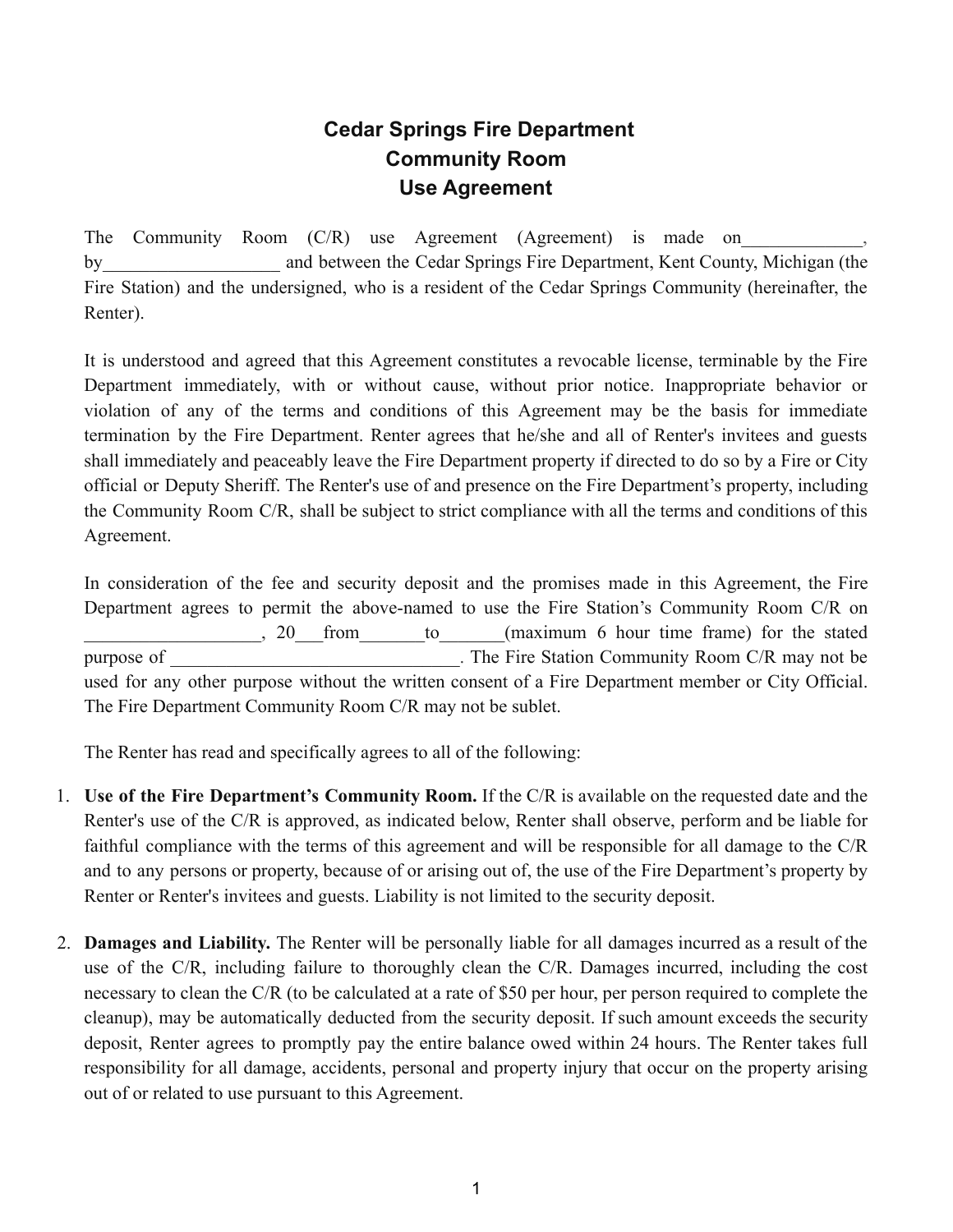# Cedar Springs Fire Department
# Community Room
# Use Agreement

The Community Room (C/R) use Agreement (Agreement) is made on_____________, by___________________ and between the Cedar Springs Fire Department, Kent County, Michigan (the Fire Station) and the undersigned, who is a resident of the Cedar Springs Community (hereinafter, the Renter).

It is understood and agreed that this Agreement constitutes a revocable license, terminable by the Fire Department immediately, with or without cause, without prior notice. Inappropriate behavior or violation of any of the terms and conditions of this Agreement may be the basis for immediate termination by the Fire Department. Renter agrees that he/she and all of Renter's invitees and guests shall immediately and peaceably leave the Fire Department property if directed to do so by a Fire or City official or Deputy Sheriff. The Renter's use of and presence on the Fire Department's property, including the Community Room C/R, shall be subject to strict compliance with all the terms and conditions of this Agreement.

In consideration of the fee and security deposit and the promises made in this Agreement, the Fire Department agrees to permit the above-named to use the Fire Station's Community Room C/R on ___________________, 20___from_______to_______(maximum 6 hour time frame) for the stated purpose of _______________________________. The Fire Station Community Room C/R may not be used for any other purpose without the written consent of a Fire Department member or City Official. The Fire Department Community Room C/R may not be sublet.

The Renter has read and specifically agrees to all of the following:

1. **Use of the Fire Department's Community Room.** If the C/R is available on the requested date and the Renter's use of the C/R is approved, as indicated below, Renter shall observe, perform and be liable for faithful compliance with the terms of this agreement and will be responsible for all damage to the C/R and to any persons or property, because of or arising out of, the use of the Fire Department's property by Renter or Renter's invitees and guests. Liability is not limited to the security deposit.

2. **Damages and Liability.** The Renter will be personally liable for all damages incurred as a result of the use of the C/R, including failure to thoroughly clean the C/R. Damages incurred, including the cost necessary to clean the C/R (to be calculated at a rate of $50 per hour, per person required to complete the cleanup), may be automatically deducted from the security deposit. If such amount exceeds the security deposit, Renter agrees to promptly pay the entire balance owed within 24 hours. The Renter takes full responsibility for all damage, accidents, personal and property injury that occur on the property arising out of or related to use pursuant to this Agreement.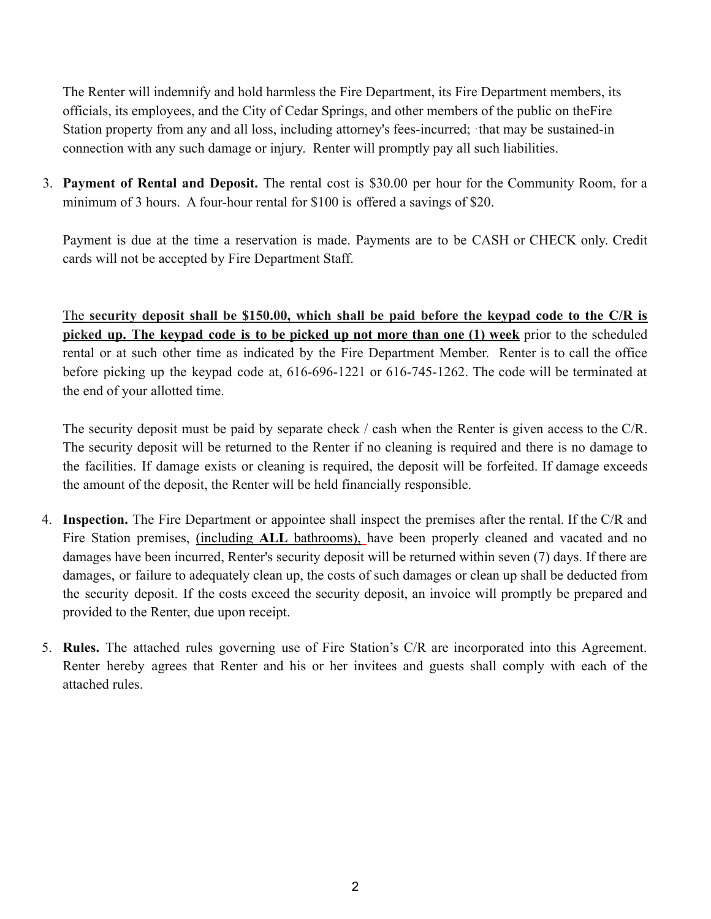The Renter will indemnify and hold harmless the Fire Department, its Fire Department members, its officials, its employees, and the City of Cedar Springs, and other members of the public on theFire Station property from any and all loss, including attorney's fees-incurred; ·that may be sustained-in connection with any such damage or injury. Renter will promptly pay all such liabilities.

3. **Payment of Rental and Deposit.** The rental cost is $30.00 per hour for the Community Room, for a minimum of 3 hours. A four-hour rental for $100 is offered a savings of $20.

   Payment is due at the time a reservation is made. Payments are to be CASH or CHECK only. Credit cards will not be accepted by Fire Department Staff.

   The **security deposit shall be $150.00, which shall be paid before the keypad code to the C/R is picked up. The keypad code is to be picked up not more than one (1) week** prior to the scheduled rental or at such other time as indicated by the Fire Department Member. Renter is to call the office before picking up the keypad code at, 616-696-1221 or 616-745-1262. The code will be terminated at the end of your allotted time.

   The security deposit must be paid by separate check / cash when the Renter is given access to the C/R. The security deposit will be returned to the Renter if no cleaning is required and there is no damage to the facilities. If damage exists or cleaning is required, the deposit will be forfeited. If damage exceeds the amount of the deposit, the Renter will be held financially responsible.

4. **Inspection.** The Fire Department or appointee shall inspect the premises after the rental. If the C/R and Fire Station premises, (including **ALL** bathrooms), have been properly cleaned and vacated and no damages have been incurred, Renter's security deposit will be returned within seven (7) days. If there are damages, or failure to adequately clean up, the costs of such damages or clean up shall be deducted from the security deposit. If the costs exceed the security deposit, an invoice will promptly be prepared and provided to the Renter, due upon receipt.

5. **Rules.** The attached rules governing use of Fire Station's C/R are incorporated into this Agreement. Renter hereby agrees that Renter and his or her invitees and guests shall comply with each of the attached rules.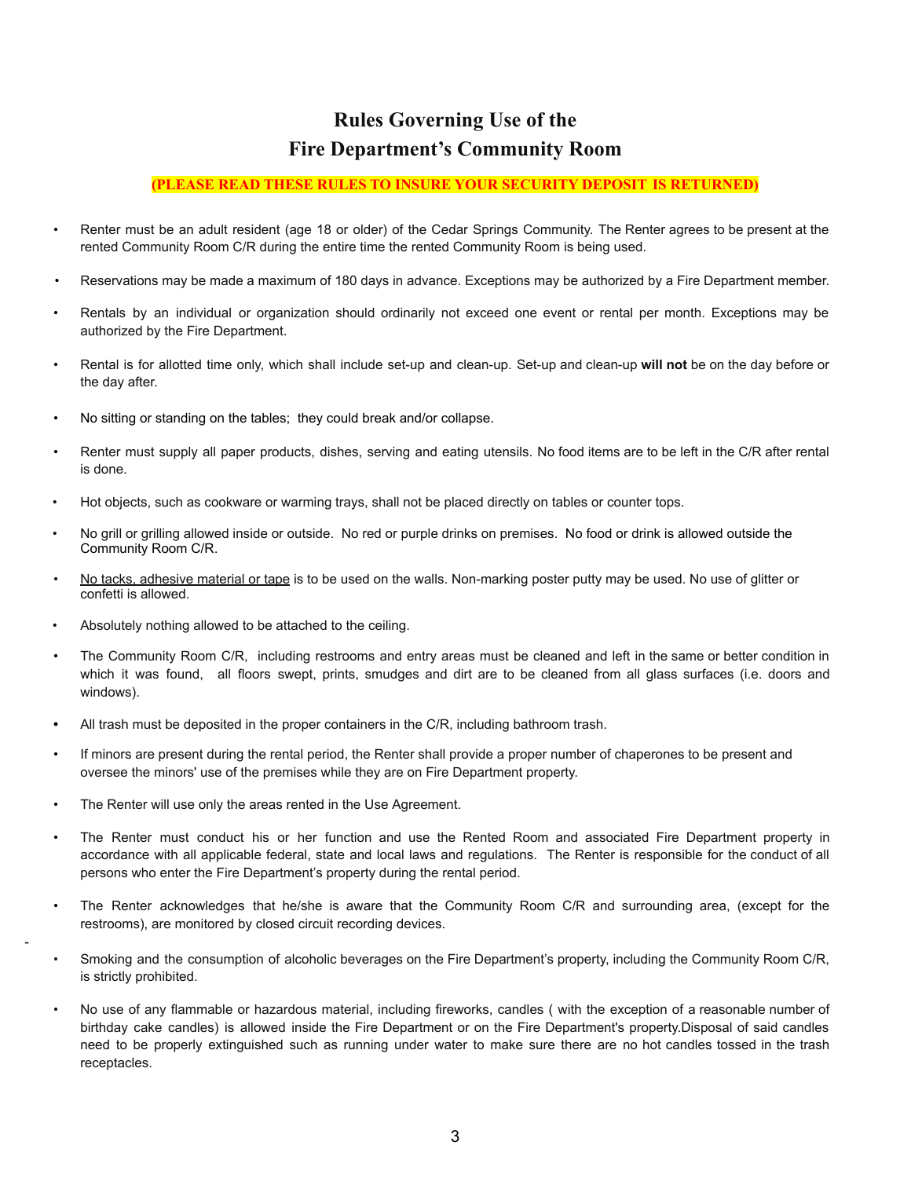# Rules Governing Use of the Fire Department's Community Room

**(PLEASE READ THESE RULES TO INSURE YOUR SECURITY DEPOSIT IS RETURNED)**

- Renter must be an adult resident (age 18 or older) of the Cedar Springs Community. The Renter agrees to be present at the rented Community Room C/R during the entire time the rented Community Room is being used.
- Reservations may be made a maximum of 180 days in advance. Exceptions may be authorized by a Fire Department member.
- Rentals by an individual or organization should ordinarily not exceed one event or rental per month. Exceptions may be authorized by the Fire Department.
- Rental is for allotted time only, which shall include set-up and clean-up. Set-up and clean-up **will not** be on the day before or the day after.
- No sitting or standing on the tables; they could break and/or collapse.
- Renter must supply all paper products, dishes, serving and eating utensils. No food items are to be left in the C/R after rental is done.
- Hot objects, such as cookware or warming trays, shall not be placed directly on tables or counter tops.
- No grill or grilling allowed inside or outside. No red or purple drinks on premises. No food or drink is allowed outside the Community Room C/R.
- <u>No tacks, adhesive material or tape</u> is to be used on the walls. Non-marking poster putty may be used. No use of glitter or confetti is allowed.
- Absolutely nothing allowed to be attached to the ceiling.
- The Community Room C/R, including restrooms and entry areas must be cleaned and left in the same or better condition in which it was found, all floors swept, prints, smudges and dirt are to be cleaned from all glass surfaces (i.e. doors and windows).
- All trash must be deposited in the proper containers in the C/R, including bathroom trash.
- If minors are present during the rental period, the Renter shall provide a proper number of chaperones to be present and oversee the minors' use of the premises while they are on Fire Department property.
- The Renter will use only the areas rented in the Use Agreement.
- The Renter must conduct his or her function and use the Rented Room and associated Fire Department property in accordance with all applicable federal, state and local laws and regulations. The Renter is responsible for the conduct of all persons who enter the Fire Department's property during the rental period.
- The Renter acknowledges that he/she is aware that the Community Room C/R and surrounding area, (except for the restrooms), are monitored by closed circuit recording devices.
- Smoking and the consumption of alcoholic beverages on the Fire Department's property, including the Community Room C/R, is strictly prohibited.
- No use of any flammable or hazardous material, including fireworks, candles ( with the exception of a reasonable number of birthday cake candles) is allowed inside the Fire Department or on the Fire Department's property.Disposal of said candles need to be properly extinguished such as running under water to make sure there are no hot candles tossed in the trash receptacles.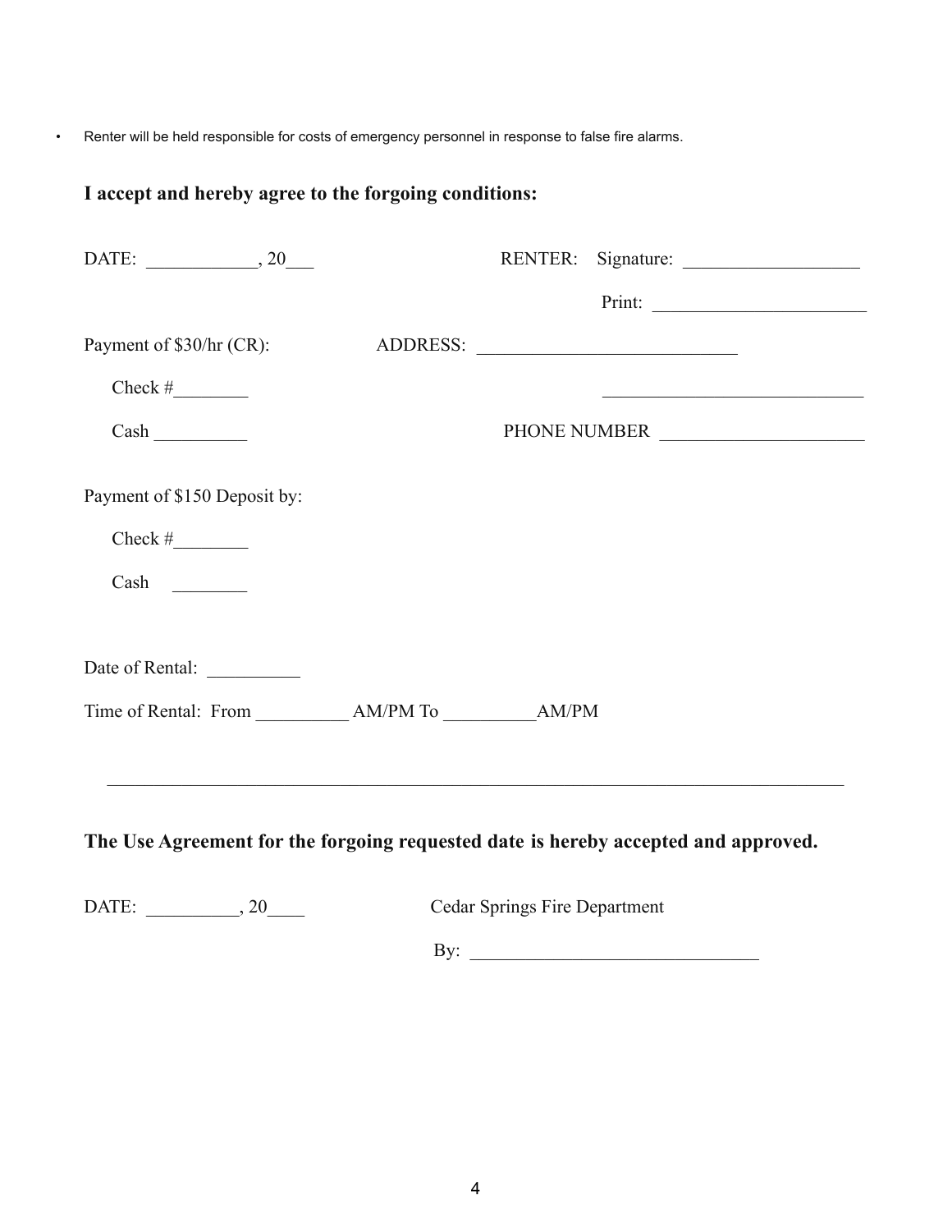- Renter will be held responsible for costs of emergency personnel in response to false fire alarms.

**I accept and hereby agree to the forgoing conditions:**

DATE: ____________, 20___ RENTER: Signature: ___________________

Print: _______________________

Payment of $30/hr (CR): ADDRESS: ____________________________

Check #________ ____________________________

Cash __________ PHONE NUMBER ______________________

Payment of $150 Deposit by:

Check #________

Cash ________

Date of Rental: __________

Time of Rental: From __________ AM/PM To __________AM/PM

---

**The Use Agreement for the forgoing requested date is hereby accepted and approved.**

DATE: __________, 20____ Cedar Springs Fire Department

By: _______________________________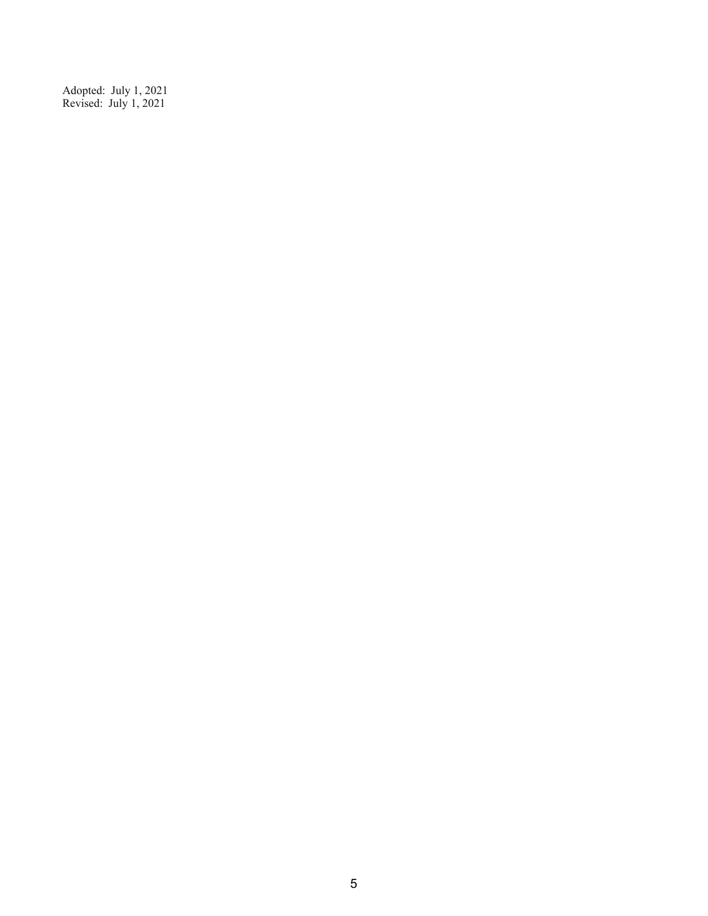Adopted: July 1, 2021
Revised: July 1, 2021